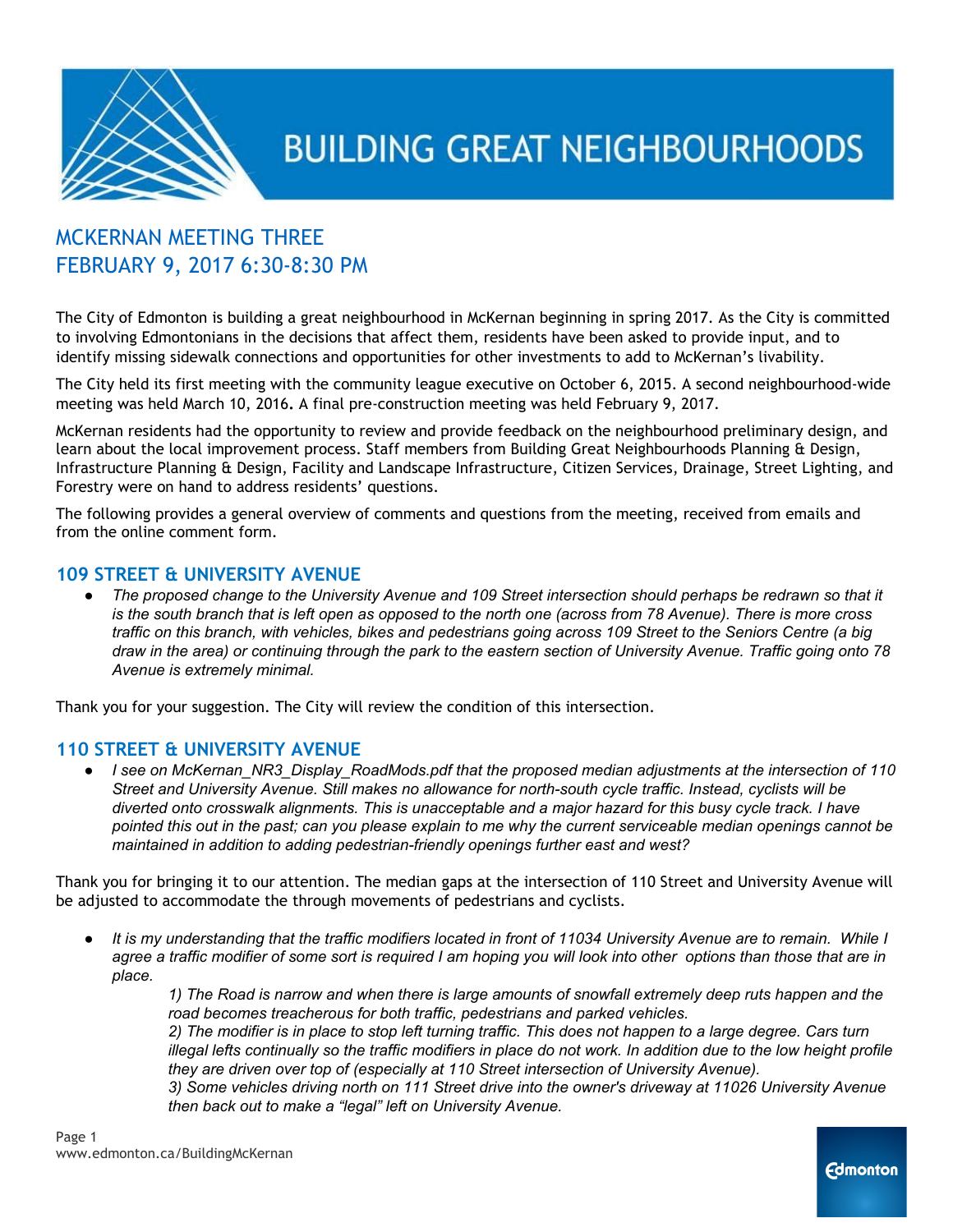# BUILDING GREAT NEIGHBOURHOODS

## MCKERNAN MEETING THREE
## FEBRUARY 9, 2017 6:30-8:30 PM

The City of Edmonton is building a great neighbourhood in McKernan beginning in spring 2017. As the City is committed to involving Edmontonians in the decisions that affect them, residents have been asked to provide input, and to identify missing sidewalk connections and opportunities for other investments to add to McKernan's livability.

The City held its first meeting with the community league executive on October 6, 2015. A second neighbourhood-wide meeting was held March 10, 2016**.** A final pre-construction meeting was held February 9, 2017.

McKernan residents had the opportunity to review and provide feedback on the neighbourhood preliminary design, and learn about the local improvement process. Staff members from Building Great Neighbourhoods Planning & Design, Infrastructure Planning & Design, Facility and Landscape Infrastructure, Citizen Services, Drainage, Street Lighting, and Forestry were on hand to address residents' questions.

The following provides a general overview of comments and questions from the meeting, received from emails and from the online comment form.

### 109 STREET & UNIVERSITY AVENUE

- *The proposed change to the University Avenue and 109 Street intersection should perhaps be redrawn so that it is the south branch that is left open as opposed to the north one (across from 78 Avenue). There is more cross traffic on this branch, with vehicles, bikes and pedestrians going across 109 Street to the Seniors Centre (a big draw in the area) or continuing through the park to the eastern section of University Avenue. Traffic going onto 78 Avenue is extremely minimal.*

Thank you for your suggestion. The City will review the condition of this intersection.

### 110 STREET & UNIVERSITY AVENUE

- *I see on McKernan_NR3_Display_RoadMods.pdf that the proposed median adjustments at the intersection of 110 Street and University Avenue. Still makes no allowance for north-south cycle traffic. Instead, cyclists will be diverted onto crosswalk alignments. This is unacceptable and a major hazard for this busy cycle track. I have pointed this out in the past; can you please explain to me why the current serviceable median openings cannot be maintained in addition to adding pedestrian-friendly openings further east and west?*

Thank you for bringing it to our attention. The median gaps at the intersection of 110 Street and University Avenue will be adjusted to accommodate the through movements of pedestrians and cyclists.

- *It is my understanding that the traffic modifiers located in front of 11034 University Avenue are to remain. While I agree a traffic modifier of some sort is required I am hoping you will look into other options than those that are in place.*

  *1) The Road is narrow and when there is large amounts of snowfall extremely deep ruts happen and the road becomes treacherous for both traffic, pedestrians and parked vehicles.*

  *2) The modifier is in place to stop left turning traffic. This does not happen to a large degree. Cars turn illegal lefts continually so the traffic modifiers in place do not work. In addition due to the low height profile they are driven over top of (especially at 110 Street intersection of University Avenue).*

  *3) Some vehicles driving north on 111 Street drive into the owner's driveway at 11026 University Avenue then back out to make a "legal" left on University Avenue.*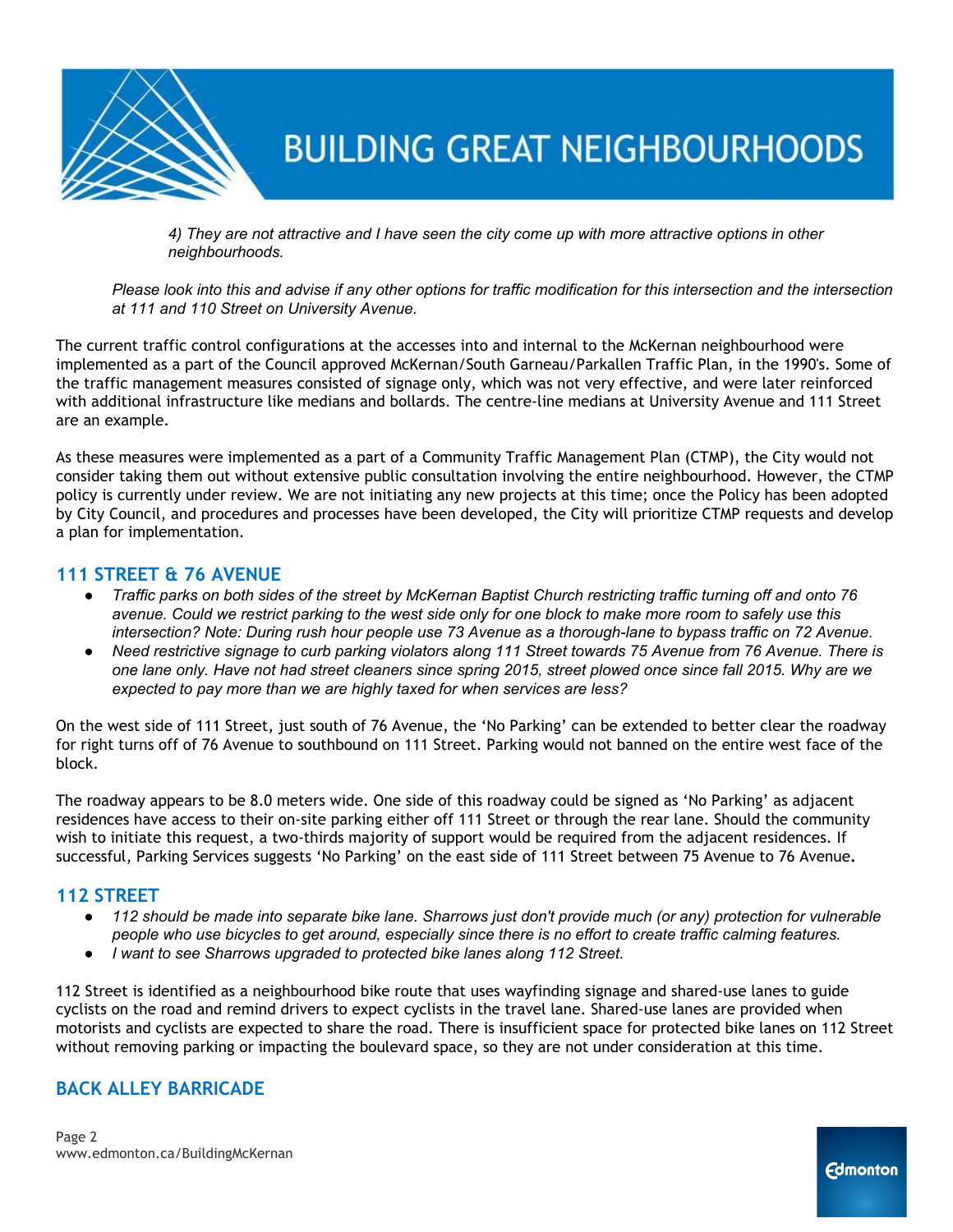*4) They are not attractive and I have seen the city come up with more attractive options in other neighbourhoods.*

*Please look into this and advise if any other options for traffic modification for this intersection and the intersection at 111 and 110 Street on University Avenue.*

The current traffic control configurations at the accesses into and internal to the McKernan neighbourhood were implemented as a part of the Council approved McKernan/South Garneau/Parkallen Traffic Plan, in the 1990's. Some of the traffic management measures consisted of signage only, which was not very effective, and were later reinforced with additional infrastructure like medians and bollards. The centre-line medians at University Avenue and 111 Street are an example.

As these measures were implemented as a part of a Community Traffic Management Plan (CTMP), the City would not consider taking them out without extensive public consultation involving the entire neighbourhood. However, the CTMP policy is currently under review. We are not initiating any new projects at this time; once the Policy has been adopted by City Council, and procedures and processes have been developed, the City will prioritize CTMP requests and develop a plan for implementation.

## 111 STREET & 76 AVENUE

- *Traffic parks on both sides of the street by McKernan Baptist Church restricting traffic turning off and onto 76 avenue. Could we restrict parking to the west side only for one block to make more room to safely use this intersection? Note: During rush hour people use 73 Avenue as a thorough-lane to bypass traffic on 72 Avenue.*
- *Need restrictive signage to curb parking violators along 111 Street towards 75 Avenue from 76 Avenue. There is one lane only. Have not had street cleaners since spring 2015, street plowed once since fall 2015. Why are we expected to pay more than we are highly taxed for when services are less?*

On the west side of 111 Street, just south of 76 Avenue, the 'No Parking' can be extended to better clear the roadway for right turns off of 76 Avenue to southbound on 111 Street. Parking would not banned on the entire west face of the block.

The roadway appears to be 8.0 meters wide. One side of this roadway could be signed as 'No Parking' as adjacent residences have access to their on-site parking either off 111 Street or through the rear lane. Should the community wish to initiate this request, a two-thirds majority of support would be required from the adjacent residences. If successful, Parking Services suggests 'No Parking' on the east side of 111 Street between 75 Avenue to 76 Avenue**.**

## 112 STREET

- *112 should be made into separate bike lane. Sharrows just don't provide much (or any) protection for vulnerable people who use bicycles to get around, especially since there is no effort to create traffic calming features.*
- *I want to see Sharrows upgraded to protected bike lanes along 112 Street.*

112 Street is identified as a neighbourhood bike route that uses wayfinding signage and shared-use lanes to guide cyclists on the road and remind drivers to expect cyclists in the travel lane. Shared-use lanes are provided when motorists and cyclists are expected to share the road. There is insufficient space for protected bike lanes on 112 Street without removing parking or impacting the boulevard space, so they are not under consideration at this time.

## BACK ALLEY BARRICADE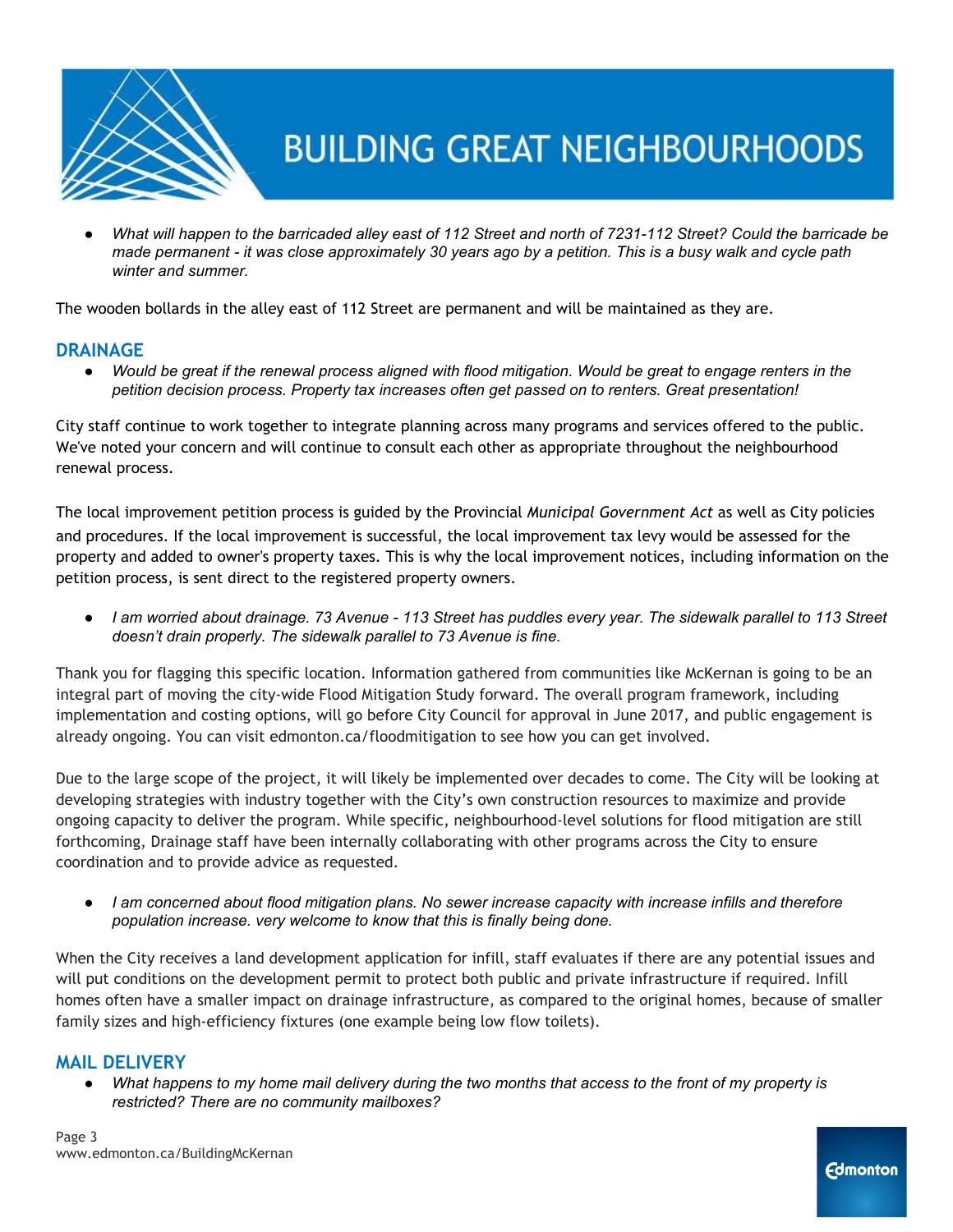- *What will happen to the barricaded alley east of 112 Street and north of 7231-112 Street? Could the barricade be made permanent - it was close approximately 30 years ago by a petition. This is a busy walk and cycle path winter and summer.*

The wooden bollards in the alley east of 112 Street are permanent and will be maintained as they are.

## DRAINAGE

- *Would be great if the renewal process aligned with flood mitigation. Would be great to engage renters in the petition decision process. Property tax increases often get passed on to renters. Great presentation!*

City staff continue to work together to integrate planning across many programs and services offered to the public. We've noted your concern and will continue to consult each other as appropriate throughout the neighbourhood renewal process.

The local improvement petition process is guided by the Provincial *Municipal Government Act* as well as City policies and procedures. If the local improvement is successful, the local improvement tax levy would be assessed for the property and added to owner's property taxes. This is why the local improvement notices, including information on the petition process, is sent direct to the registered property owners.

- *I am worried about drainage. 73 Avenue - 113 Street has puddles every year. The sidewalk parallel to 113 Street doesn't drain properly. The sidewalk parallel to 73 Avenue is fine.*

Thank you for flagging this specific location. Information gathered from communities like McKernan is going to be an integral part of moving the city-wide Flood Mitigation Study forward. The overall program framework, including implementation and costing options, will go before City Council for approval in June 2017, and public engagement is already ongoing. You can visit edmonton.ca/floodmitigation to see how you can get involved.

Due to the large scope of the project, it will likely be implemented over decades to come. The City will be looking at developing strategies with industry together with the City's own construction resources to maximize and provide ongoing capacity to deliver the program. While specific, neighbourhood-level solutions for flood mitigation are still forthcoming, Drainage staff have been internally collaborating with other programs across the City to ensure coordination and to provide advice as requested.

- *I am concerned about flood mitigation plans. No sewer increase capacity with increase infills and therefore population increase. very welcome to know that this is finally being done.*

When the City receives a land development application for infill, staff evaluates if there are any potential issues and will put conditions on the development permit to protect both public and private infrastructure if required. Infill homes often have a smaller impact on drainage infrastructure, as compared to the original homes, because of smaller family sizes and high-efficiency fixtures (one example being low flow toilets).

## MAIL DELIVERY

- *What happens to my home mail delivery during the two months that access to the front of my property is restricted? There are no community mailboxes?*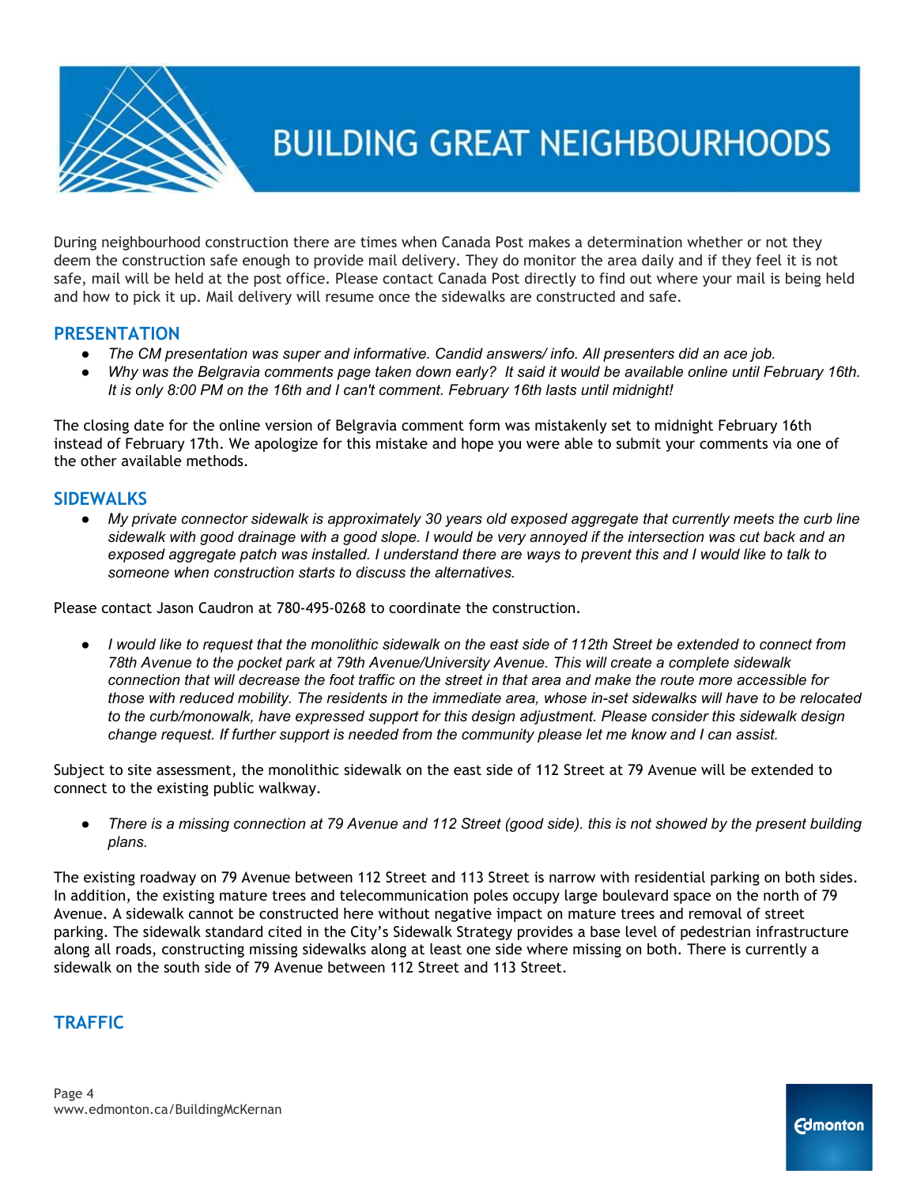During neighbourhood construction there are times when Canada Post makes a determination whether or not they deem the construction safe enough to provide mail delivery. They do monitor the area daily and if they feel it is not safe, mail will be held at the post office. Please contact Canada Post directly to find out where your mail is being held and how to pick it up. Mail delivery will resume once the sidewalks are constructed and safe.

## PRESENTATION

- *The CM presentation was super and informative. Candid answers/ info. All presenters did an ace job.*
- *Why was the Belgravia comments page taken down early? It said it would be available online until February 16th. It is only 8:00 PM on the 16th and I can't comment. February 16th lasts until midnight!*

The closing date for the online version of Belgravia comment form was mistakenly set to midnight February 16th instead of February 17th. We apologize for this mistake and hope you were able to submit your comments via one of the other available methods.

## SIDEWALKS

- *My private connector sidewalk is approximately 30 years old exposed aggregate that currently meets the curb line sidewalk with good drainage with a good slope. I would be very annoyed if the intersection was cut back and an exposed aggregate patch was installed. I understand there are ways to prevent this and I would like to talk to someone when construction starts to discuss the alternatives.*

Please contact Jason Caudron at 780-495-0268 to coordinate the construction.

- *I would like to request that the monolithic sidewalk on the east side of 112th Street be extended to connect from 78th Avenue to the pocket park at 79th Avenue/University Avenue. This will create a complete sidewalk connection that will decrease the foot traffic on the street in that area and make the route more accessible for those with reduced mobility. The residents in the immediate area, whose in-set sidewalks will have to be relocated to the curb/monowalk, have expressed support for this design adjustment. Please consider this sidewalk design change request. If further support is needed from the community please let me know and I can assist.*

Subject to site assessment, the monolithic sidewalk on the east side of 112 Street at 79 Avenue will be extended to connect to the existing public walkway.

- *There is a missing connection at 79 Avenue and 112 Street (good side). this is not showed by the present building plans.*

The existing roadway on 79 Avenue between 112 Street and 113 Street is narrow with residential parking on both sides. In addition, the existing mature trees and telecommunication poles occupy large boulevard space on the north of 79 Avenue. A sidewalk cannot be constructed here without negative impact on mature trees and removal of street parking. The sidewalk standard cited in the City's Sidewalk Strategy provides a base level of pedestrian infrastructure along all roads, constructing missing sidewalks along at least one side where missing on both. There is currently a sidewalk on the south side of 79 Avenue between 112 Street and 113 Street.

## TRAFFIC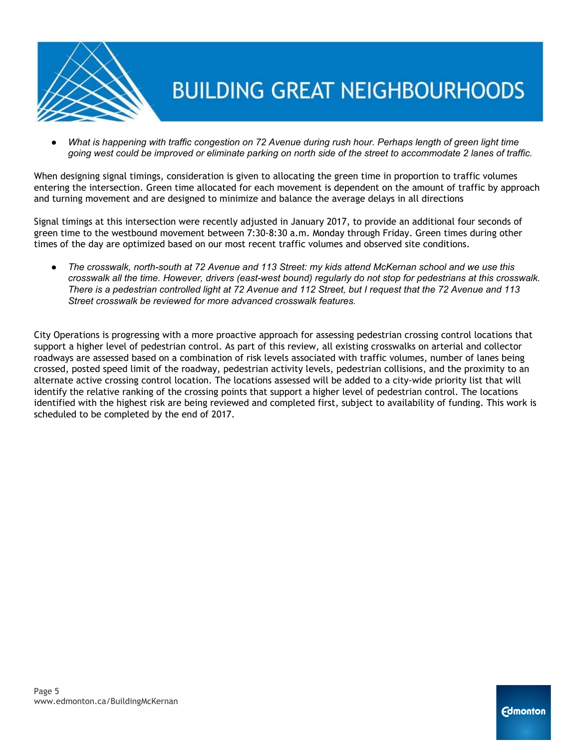- *What is happening with traffic congestion on 72 Avenue during rush hour. Perhaps length of green light time going west could be improved or eliminate parking on north side of the street to accommodate 2 lanes of traffic.*

When designing signal timings, consideration is given to allocating the green time in proportion to traffic volumes entering the intersection. Green time allocated for each movement is dependent on the amount of traffic by approach and turning movement and are designed to minimize and balance the average delays in all directions

Signal timings at this intersection were recently adjusted in January 2017, to provide an additional four seconds of green time to the westbound movement between 7:30-8:30 a.m. Monday through Friday. Green times during other times of the day are optimized based on our most recent traffic volumes and observed site conditions.

- *The crosswalk, north-south at 72 Avenue and 113 Street: my kids attend McKernan school and we use this crosswalk all the time. However, drivers (east-west bound) regularly do not stop for pedestrians at this crosswalk. There is a pedestrian controlled light at 72 Avenue and 112 Street, but I request that the 72 Avenue and 113 Street crosswalk be reviewed for more advanced crosswalk features.*

City Operations is progressing with a more proactive approach for assessing pedestrian crossing control locations that support a higher level of pedestrian control. As part of this review, all existing crosswalks on arterial and collector roadways are assessed based on a combination of risk levels associated with traffic volumes, number of lanes being crossed, posted speed limit of the roadway, pedestrian activity levels, pedestrian collisions, and the proximity to an alternate active crossing control location. The locations assessed will be added to a city-wide priority list that will identify the relative ranking of the crossing points that support a higher level of pedestrian control. The locations identified with the highest risk are being reviewed and completed first, subject to availability of funding. This work is scheduled to be completed by the end of 2017.